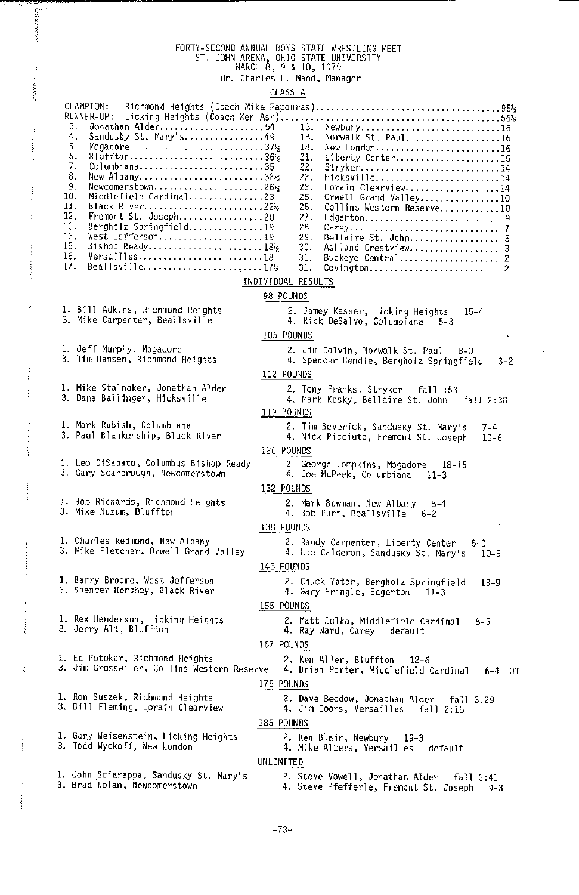# FORTY-SECOND ANNUAL BOYS STATE WRESTLING MEET

ST. JOHN ARENA, OHIO STATE UNIVERSITY
MARCH 8, 9 & 10, 1979
Dr. Charles L. Mand, Manager

## CLASS A

CHAMPION: Richmond Heights (Coach Mike Papouras)....95½
RUNNER-UP: Licking Heights (Coach Ken Ash)....56½

| Place | School | Points | Place | School | Points |
|---|---|---|---|---|---|
| 3. | Jonathan Alder | 54 | 18. | Newbury | 16 |
| 4. | Sandusky St. Mary's | 49 | 18. | Norwalk St. Paul | 16 |
| 5. | Mogadore | 37½ | 18. | New London | 16 |
| 6. | Bluffton | 36½ | 21. | Liberty Center | 15 |
| 7. | Columbiana | 35 | 22. | Stryker | 14 |
| 8. | New Albany | 32½ | 22. | Hicksville | 14 |
| 9. | Newcomerstown | 26½ | 22. | Lorain Clearview | 14 |
| 10. | Middlefield Cardinal | 23 | 25. | Orwell Grand Valley | 10 |
| 11. | Black River | 22½ | 25. | Collins Western Reserve | 10 |
| 12. | Fremont St. Joseph | 20 | 27. | Edgerton | 9 |
| 13. | Bergholz Springfield | 19 | 28. | Carey | 7 |
| 13. | West Jefferson | 19 | 29. | Bellaire St. John | 5 |
| 15. | Bishop Ready | 18½ | 30. | Ashland Crestview | 3 |
| 16. | Versailles | 18 | 31. | Buckeye Central | 2 |
| 17. | Beallsville | 17½ | 31. | Covington | 2 |

### INDIVIDUAL RESULTS

**98 POUNDS**

1. Bill Adkins, Richmond Heights
2. Jamey Kasser, Licking Heights 15-4
3. Mike Carpenter, Beallsville
4. Rick DeSalvo, Columbiana 5-3

**105 POUNDS**

1. Jeff Murphy, Mogadore
2. Jim Colvin, Norwalk St. Paul 8-0
3. Tim Hansen, Richmond Heights
4. Spencer Bendle, Bergholz Springfield 3-2

**112 POUNDS**

1. Mike Stalnaker, Jonathan Alder
2. Tony Franks, Stryker fall :53
3. Dana Ballinger, Hicksville
4. Mark Kosky, Bellaire St. John fall 2:38

**119 POUNDS**

1. Mark Rubish, Columbiana
2. Tim Beverick, Sandusky St. Mary's 7-4
3. Paul Blankenship, Black River
4. Nick Picciuto, Fremont St. Joseph 11-6

**126 POUNDS**

1. Leo DiSabato, Columbus Bishop Ready
2. George Tompkins, Mogadore 18-15
3. Gary Scarbrough, Newcomerstown
4. Joe McPeek, Columbiana 11-3

**132 POUNDS**

1. Bob Richards, Richmond Heights
2. Mark Bowman, New Albany 5-4
3. Mike Nuzum, Bluffton
4. Bob Furr, Beallsville 6-2

**138 POUNDS**

1. Charles Redmond, New Albany
2. Randy Carpenter, Liberty Center 5-0
3. Mike Fletcher, Orwell Grand Valley
4. Lee Calderon, Sandusky St. Mary's 10-9

**145 POUNDS**

1. Barry Broome, West Jefferson
2. Chuck Yator, Bergholz Springfield 13-9
3. Spencer Hershey, Black River
4. Gary Pringle, Edgerton 11-3

**155 POUNDS**

1. Rex Henderson, Licking Heights
2. Matt Dulka, Middlefield Cardinal 8-5
3. Jerry Alt, Bluffton
4. Ray Ward, Carey default

**167 POUNDS**

1. Ed Potokar, Richmond Heights
2. Ken Aller, Bluffton 12-6
3. Jim Grosswiler, Collins Western Reserve
4. Brian Porter, Middlefield Cardinal 6-4 OT

**175 POUNDS**

1. Ron Suszek, Richmond Heights
2. Dave Beddow, Jonathan Alder fall 3:29
3. Bill Fleming, Lorain Clearview
4. Jim Coons, Versailles fall 2:15

**185 POUNDS**

1. Gary Weisenstein, Licking Heights
2. Ken Blair, Newbury 19-3
3. Todd Wyckoff, New London
4. Mike Albers, Versailles default

**UNLIMITED**

1. John Sciarappa, Sandusky St. Mary's
2. Steve Vowell, Jonathan Alder fall 3:41
3. Brad Nolan, Newcomerstown
4. Steve Pfefferle, Fremont St. Joseph 9-3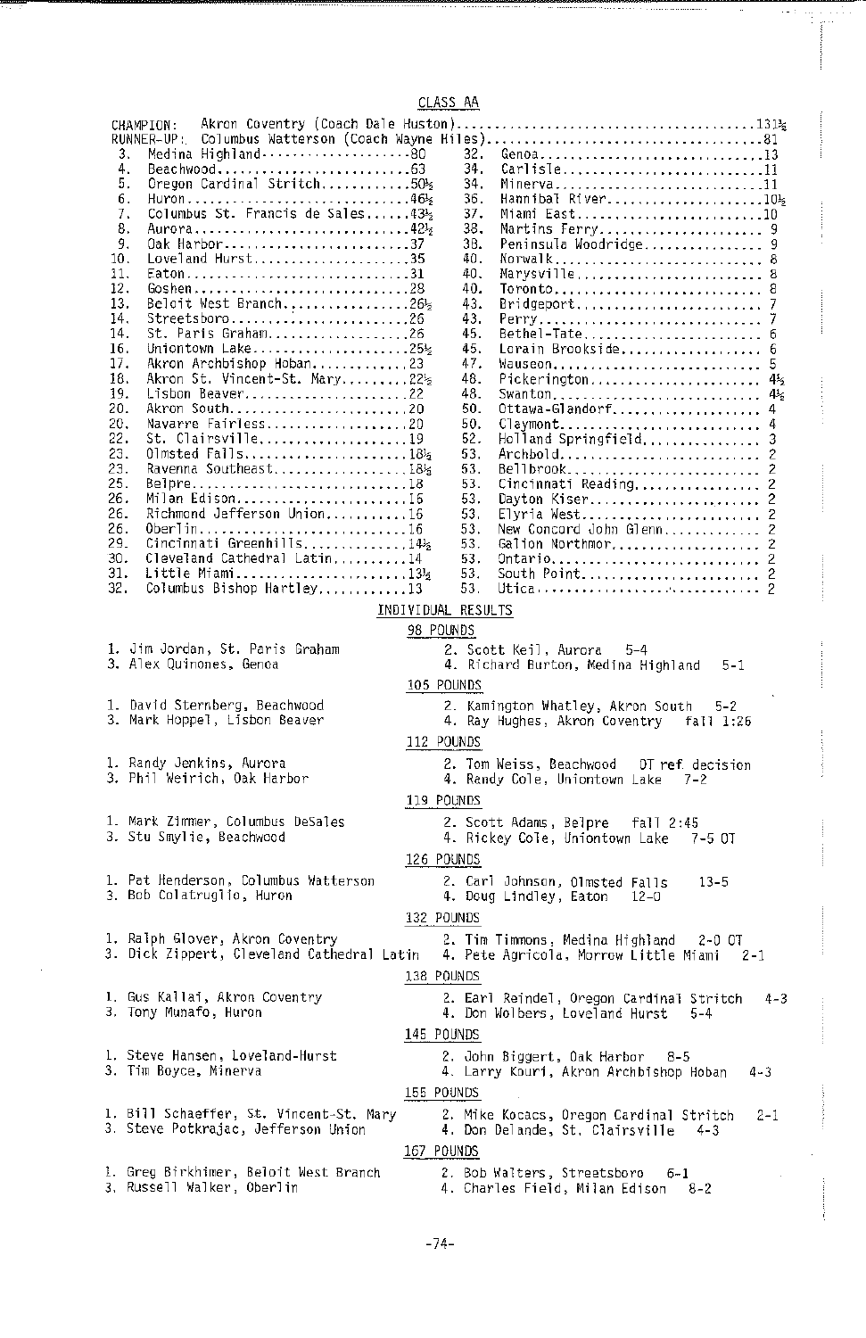## CLASS AA

CHAMPION: Akron Coventry (Coach Dale Huston)........................................131½
RUNNER-UP: Columbus Watterson (Coach Wayne Miles)........................................81

| | | | |
|---|---|---|---|
| 3. Medina Highland....................80 | | 32. Genoa....................13 | |
| 4. Beachwood....................63 | | 34. Carlisle....................11 | |
| 5. Oregon Cardinal Stritch....................50½ | | 34. Minerva....................11 | |
| 6. Huron....................46½ | | 36. Hannibal River....................10½ | |
| 7. Columbus St. Francis de Sales....................43½ | | 37. Miami East....................10 | |
| 8. Aurora....................42½ | | 38. Martins Ferry....................9 | |
| 9. Oak Harbor....................37 | | 38. Peninsula Woodridge....................9 | |
| 10. Loveland Hurst....................35 | | 40. Norwalk....................8 | |
| 11. Eaton....................31 | | 40. Marysville....................8 | |
| 12. Goshen....................28 | | 40. Toronto....................8 | |
| 13. Beloit West Branch....................26½ | | 43. Bridgeport....................7 | |
| 14. Streetsboro....................26 | | 43. Perry....................7 | |
| 14. St. Paris Graham....................26 | | 45. Bethel-Tate....................6 | |
| 16. Uniontown Lake....................25½ | | 45. Lorain Brookside....................6 | |
| 17. Akron Archbishop Hoban....................23 | | 47. Wauseon....................5 | |
| 18. Akron St. Vincent-St. Mary....................22½ | | 48. Pickerington....................4½ | |
| 19. Lisbon Beaver....................22 | | 48. Swanton....................4½ | |
| 20. Akron South....................20 | | 50. Ottawa-Glandorf....................4 | |
| 20. Navarre Fairless....................20 | | 50. Claymont....................4 | |
| 22. St. Clairsville....................19 | | 52. Holland Springfield....................3 | |
| 23. Olmsted Falls....................18½ | | 53. Archbold....................2 | |
| 23. Ravenna Southeast....................18½ | | 53. Bellbrook....................2 | |
| 25. Belpre....................18 | | 53. Cincinnati Reading....................2 | |
| 26. Milan Edison....................16 | | 53. Dayton Kiser....................2 | |
| 26. Richmond Jefferson Union....................16 | | 53. Elyria West....................2 | |
| 26. Oberlin....................16 | | 53. New Concord John Glenn....................2 | |
| 29. Cincinnati Greenhills....................14½ | | 53. Galion Northmor....................2 | |
| 30. Cleveland Cathedral Latin....................14 | | 53. Ontario....................2 | |
| 31. Little Miami....................13½ | | 53. South Point....................2 | |
| 32. Columbus Bishop Hartley....................13 | | 53. Utica....................2 | |

### INDIVIDUAL RESULTS

#### 98 POUNDS

1. Jim Jordan, St. Paris Graham
2. Scott Keil, Aurora 5-4
3. Alex Quinones, Genoa
4. Richard Burton, Medina Highland 5-1

#### 105 POUNDS

1. David Sternberg, Beachwood
2. Kamington Whatley, Akron South 5-2
3. Mark Hoppel, Lisbon Beaver
4. Ray Hughes, Akron Coventry fall 1:26

#### 112 POUNDS

1. Randy Jenkins, Aurora
2. Tom Weiss, Beachwood OT ref. decision
3. Phil Weirich, Oak Harbor
4. Randy Cole, Uniontown Lake 7-2

#### 119 POUNDS

1. Mark Zimmer, Columbus DeSales
2. Scott Adams, Belpre fall 2:45
3. Stu Smylie, Beachwood
4. Rickey Cole, Uniontown Lake 7-5 OT

#### 126 POUNDS

1. Pat Henderson, Columbus Watterson
2. Carl Johnson, Olmsted Falls 13-5
3. Bob Colatruglio, Huron
4. Doug Lindley, Eaton 12-0

#### 132 POUNDS

1. Ralph Glover, Akron Coventry
2. Tim Timmons, Medina Highland 2-0 OT
3. Dick Zippert, Cleveland Cathedral Latin
4. Pete Agricola, Morrow Little Miami 2-1

#### 138 POUNDS

1. Gus Kallai, Akron Coventry
2. Earl Reindel, Oregon Cardinal Stritch 4-3
3. Tony Munafo, Huron
4. Don Wolbers, Loveland Hurst 5-4

#### 145 POUNDS

1. Steve Hansen, Loveland-Hurst
2. John Biggert, Oak Harbor 8-5
3. Tim Boyce, Minerva
4. Larry Kouri, Akron Archbishop Hoban 4-3

#### 155 POUNDS

1. Bill Schaeffer, St. Vincent-St. Mary
2. Mike Kocacs, Oregon Cardinal Stritch 2-1
3. Steve Potkrajac, Jefferson Union
4. Don DeLande, St. Clairsville 4-3

#### 167 POUNDS

1. Greg Birkhimer, Beloit West Branch
2. Bob Walters, Streetsboro 6-1
3. Russell Walker, Oberlin
4. Charles Field, Milan Edison 8-2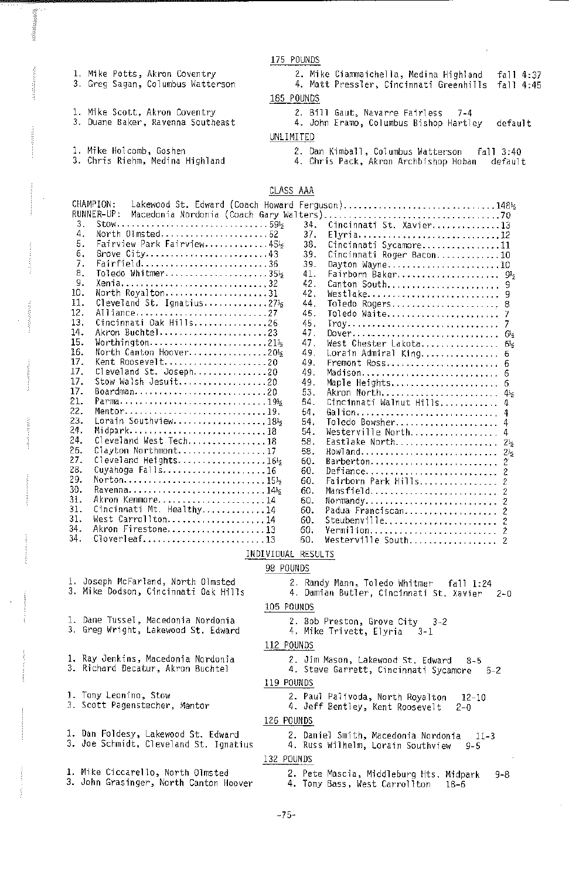### 175 POUNDS

1. Mike Potts, Akron Coventry
2. Mike Ciammaichella, Medina Highland fall 4:37
3. Greg Sagan, Columbus Watterson
4. Matt Pressler, Cincinnati Greenhills fall 4:45

### 185 POUNDS

1. Mike Scott, Akron Coventry
2. Bill Gaut, Navarre Fairless 7-4
3. Duane Baker, Ravenna Southeast
4. John Eramo, Columbus Bishop Hartley default

### UNLIMITED

1. Mike Holcomb, Goshen
2. Dan Kimball, Columbus Watterson fall 3:40
3. Chris Riehm, Medina Highland
4. Chris Pack, Akron Archbishop Hoban default

## CLASS AAA

CHAMPION: Lakewood St. Edward (Coach Howard Ferguson)....148½
RUNNER-UP: Macedonia Nordonia (Coach Gary Walters)....70

| Place | School | Points | Place | School | Points |
|---|---|---|---|---|---|
| 3. | Stow | 59½ | 34. | Cincinnati St. Xavier | 13 |
| 4. | North Olmsted | 52 | 37. | Elyria | 12 |
| 5. | Fairview Park Fairview | 45½ | 38. | Cincinnati Sycamore | 11 |
| 6. | Grove City | 43 | 39. | Cincinnati Roger Bacon | 10 |
| 7. | Fairfield | 36 | 39. | Dayton Wayne | 10 |
| 8. | Toledo Whitmer | 35½ | 41. | Fairborn Baker | 9½ |
| 9. | Xenia | 32 | 42. | Canton South | 9 |
| 10. | North Royalton | 31 | 42. | Westlake | 9 |
| 11. | Cleveland St. Ignatius | 27½ | 44. | Toledo Rogers | 8 |
| 12. | Alliance | 27 | 45. | Toledo Waite | 7 |
| 13. | Cincinnati Oak Hills | 26 | 45. | Troy | 7 |
| 14. | Akron Buchtel | 23 | 47. | Dover | 6½ |
| 15. | Worthington | 21½ | 47. | West Chester Lakota | 6½ |
| 16. | North Canton Hoover | 20½ | 49. | Lorain Admiral King | 6 |
| 17. | Kent Roosevelt | 20 | 49. | Fremont Ross | 6 |
| 17. | Cleveland St. Joseph | 20 | 49. | Madison | 6 |
| 17. | Stow Walsh Jesuit | 20 | 49. | Maple Heights | 6 |
| 17. | Boardman | 20 | 53. | Akron North | 4½ |
| 21. | Parma | 19½ | 54. | Cincinnati Walnut Hills | 4 |
| 22. | Mentor | 19 | 54. | Galion | 4 |
| 23. | Lorain Southview | 18½ | 54. | Toledo Bowsher | 4 |
| 24. | Midpark | 18 | 54. | Westerville North | 4 |
| 24. | Cleveland West Tech | 18 | 58. | Eastlake North | 2½ |
| 26. | Clayton Northmont | 17 | 58. | Howland | 2½ |
| 27. | Cleveland Heights | 16½ | 60. | Barberton | 2 |
| 28. | Cuyahoga Falls | 16 | 60. | Defiance | 2 |
| 29. | Norton | 15½ | 60. | Fairborn Park Hills | 2 |
| 30. | Ravenna | 14½ | 60. | Mansfield | 2 |
| 31. | Akron Kenmore | 14 | 60. | Normandy | 2 |
| 31. | Cincinnati Mt. Healthy | 14 | 60. | Padua Franciscan | 2 |
| 31. | West Carrollton | 14 | 60. | Steubenville | 2 |
| 34. | Akron Firestone | 13 | 60. | Vermilion | 2 |
| 34. | Cloverleaf | 13 | 60. | Westerville South | 2 |

## INDIVIDUAL RESULTS

### 98 POUNDS

1. Joseph McFarland, North Olmsted
2. Randy Mann, Toledo Whitmer fall 1:24
3. Mike Dodson, Cincinnati Oak Hills
4. Damian Butler, Cincinnati St. Xavier 2-0

### 105 POUNDS

1. Dane Tussel, Macedonia Nordonia
2. Bob Preston, Grove City 3-2
3. Greg Wright, Lakewood St. Edward
4. Mike Trivett, Elyria 3-1

### 112 POUNDS

1. Ray Jenkins, Macedonia Nordonia
2. Jim Mason, Lakewood St. Edward 8-5
3. Richard Decatur, Akron Buchtel
4. Steve Garrett, Cincinnati Sycamore 5-2

### 119 POUNDS

1. Tony Leonino, Stow
2. Paul Palivoda, North Royalton 12-10
3. Scott Pagenstecher, Mentor
4. Jeff Bentley, Kent Roosevelt 2-0

### 126 POUNDS

1. Dan Foldesy, Lakewood St. Edward
2. Daniel Smith, Macedonia Nordonia 11-3
3. Joe Schmidt, Cleveland St. Ignatius
4. Russ Wilhelm, Lorain Southview 9-5

### 132 POUNDS

1. Mike Ciccarello, North Olmsted
2. Pete Mascia, Middleburg Hts. Midpark 9-8
3. John Grasinger, North Canton Hoover
4. Tony Bass, West Carrollton 18-6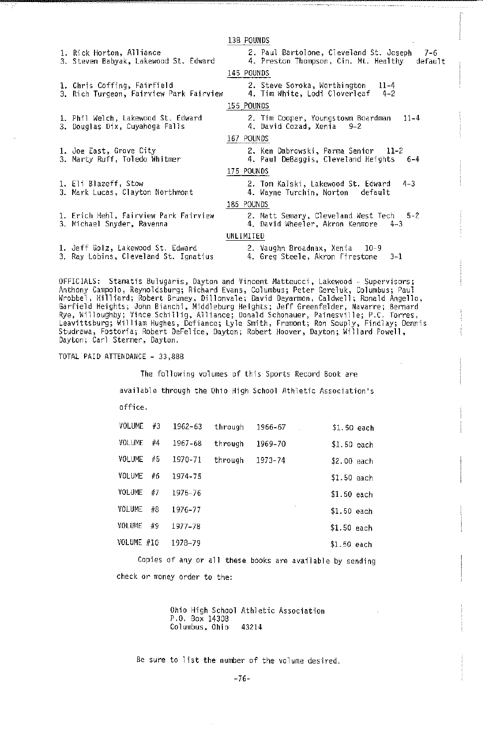138 POUNDS

1. Rick Horton, Alliance
2. Paul Bartolone, Cleveland St. Joseph 7-6
3. Steven Babyak, Lakewood St. Edward
4. Preston Thompson, Cin. Mt. Healthy default

145 POUNDS

1. Chris Coffing, Fairfield
2. Steve Soroka, Worthington 11-4
3. Rich Turgeon, Fairview Park Fairview
4. Tim White, Lodi Cloverleaf 4-2

155 POUNDS

1. Phil Welch, Lakewood St. Edward
2. Tim Cooper, Youngstown Boardman 11-4
3. Douglas Dix, Cuyahoga Falls
4. David Cozad, Xenia 9-2

167 POUNDS

1. Joe East, Grove City
2. Ken Dabrowski, Parma Senior 11-2
3. Marty Ruff, Toledo Whitmer
4. Paul DeBaggis, Cleveland Heights 6-4

175 POUNDS

1. Eli Blazeff, Stow
2. Tom Kalski, Lakewood St. Edward 4-3
3. Mark Lucas, Clayton Northmont
4. Wayne Turchin, Norton default

185 POUNDS

1. Erich Hehl, Fairview Park Fairview
2. Matt Semary, Cleveland West Tech 5-2
3. Michael Snyder, Ravenna
4. David Wheeler, Akron Kenmore 4-3

UNLIMITED

1. Jeff Golz, Lakewood St. Edward
2. Vaughn Broadnax, Xenia 10-9
3. Ray Lobins, Cleveland St. Ignatius
4. Greg Steele, Akron Firestone 3-1

OFFICIALS: Stamatis Bulugaris, Dayton and Vincent Matteucci, Lakewood - Supervisors; Anthony Campolo, Reynoldsburg; Richard Evans, Columbus; Peter Gerciuk, Columbus; Paul Wrobbel, Hilliard; Robert Bruney, Dillonvale; David Deyarmon, Caldwell; Ronald Angello, Garfield Heights; John Bianchi, Middleburg Heights; Jeff Greenfelder, Navarre; Bernard Rye, Willoughby; Vince Schillig, Alliance; Donald Schonauer, Painesville; P.C. Torres, Leavittsburg; William Hughes, Defiance; Lyle Smith, Fremont; Ron Souply, Findlay; Dennis Studrawa, Fostoria; Robert DeFelice, Dayton; Robert Hoover, Dayton; Willard Powell, Dayton; Carl Sterner, Dayton.

TOTAL PAID ATTENDANCE - 33,888

The following volumes of this Sports Record Book are available through the Ohio High School Athletic Association's office.

| | | | | |
|---|---|---|---|---|
| VOLUME #3 | 1962-63 | through | 1966-67 | $1.50 each |
| VOLUME #4 | 1967-68 | through | 1969-70 | $1.50 each |
| VOLUME #5 | 1970-71 | through | 1973-74 | $2.00 each |
| VOLUME #6 | 1974-75 | | | $1.50 each |
| VOLUME #7 | 1975-76 | | | $1.50 each |
| VOLUME #8 | 1976-77 | | | $1.50 each |
| VOLUME #9 | 1977-78 | | | $1.50 each |
| VOLUME #10 | 1978-79 | | | $1.50 each |

Copies of any or all these books are available by sending check or money order to the:

Ohio High School Athletic Association
P.O. Box 14308
Columbus, Ohio 43214

Be sure to list the number of the volume desired.